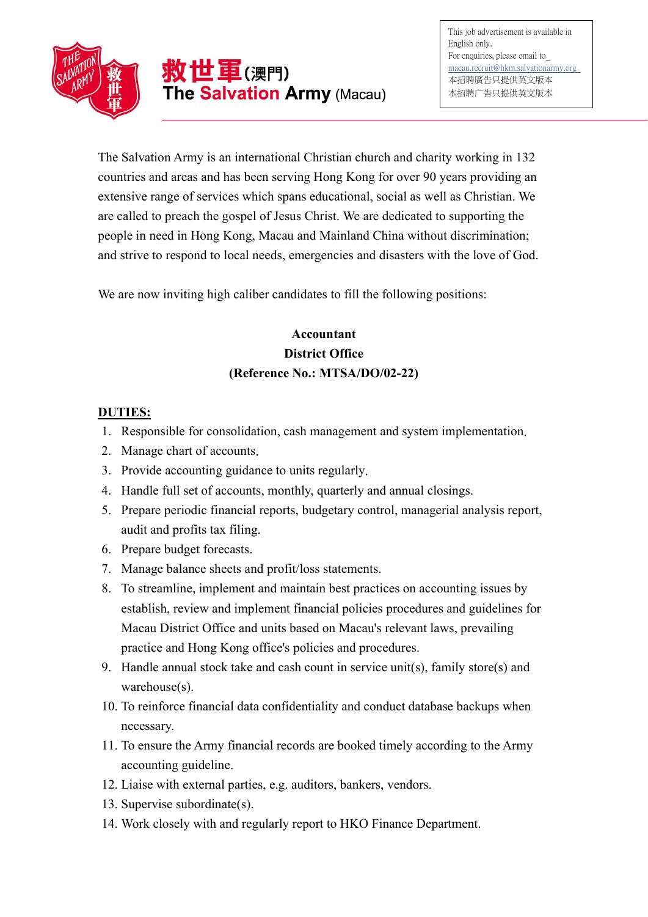# 救世軍(澳門) The Salvation Army (Macau)

This job advertisement is available in English only.
For enquiries, please email to macau.recruit@hkm.salvationarmy.org
本招聘廣告只提供英文版本
本招聘广告只提供英文版本

The Salvation Army is an international Christian church and charity working in 132 countries and areas and has been serving Hong Kong for over 90 years providing an extensive range of services which spans educational, social as well as Christian. We are called to preach the gospel of Jesus Christ. We are dedicated to supporting the people in need in Hong Kong, Macau and Mainland China without discrimination; and strive to respond to local needs, emergencies and disasters with the love of God.

We are now inviting high caliber candidates to fill the following positions:

**Accountant**
**District Office**
**(Reference No.: MTSA/DO/02-22)**

**DUTIES:**

1. Responsible for consolidation, cash management and system implementation.
2. Manage chart of accounts.
3. Provide accounting guidance to units regularly.
4. Handle full set of accounts, monthly, quarterly and annual closings.
5. Prepare periodic financial reports, budgetary control, managerial analysis report, audit and profits tax filing.
6. Prepare budget forecasts.
7. Manage balance sheets and profit/loss statements.
8. To streamline, implement and maintain best practices on accounting issues by establish, review and implement financial policies procedures and guidelines for Macau District Office and units based on Macau's relevant laws, prevailing practice and Hong Kong office's policies and procedures.
9. Handle annual stock take and cash count in service unit(s), family store(s) and warehouse(s).
10. To reinforce financial data confidentiality and conduct database backups when necessary.
11. To ensure the Army financial records are booked timely according to the Army accounting guideline.
12. Liaise with external parties, e.g. auditors, bankers, vendors.
13. Supervise subordinate(s).
14. Work closely with and regularly report to HKO Finance Department.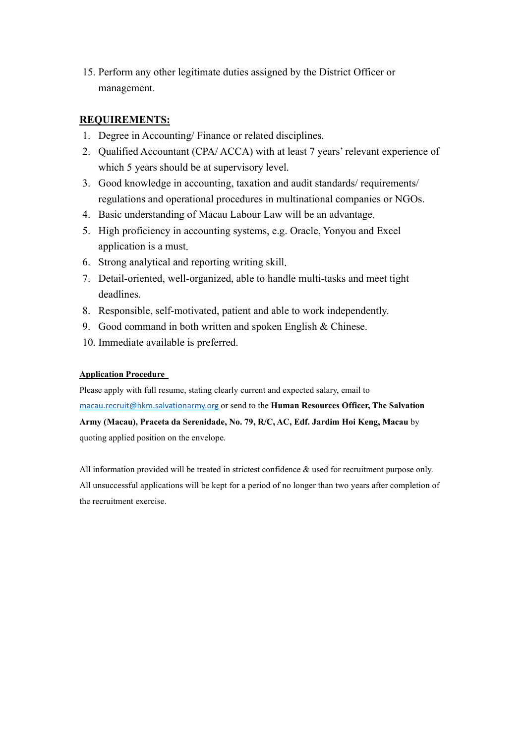15. Perform any other legitimate duties assigned by the District Officer or management.

**REQUIREMENTS:**

1. Degree in Accounting/ Finance or related disciplines.
2. Qualified Accountant (CPA/ ACCA) with at least 7 years' relevant experience of which 5 years should be at supervisory level.
3. Good knowledge in accounting, taxation and audit standards/ requirements/ regulations and operational procedures in multinational companies or NGOs.
4. Basic understanding of Macau Labour Law will be an advantage.
5. High proficiency in accounting systems, e.g. Oracle, Yonyou and Excel application is a must.
6. Strong analytical and reporting writing skill.
7. Detail-oriented, well-organized, able to handle multi-tasks and meet tight deadlines.
8. Responsible, self-motivated, patient and able to work independently.
9. Good command in both written and spoken English & Chinese.
10. Immediate available is preferred.

**Application Procedure**

Please apply with full resume, stating clearly current and expected salary, email to macau.recruit@hkm.salvationarmy.org or send to the **Human Resources Officer, The Salvation Army (Macau), Praceta da Serenidade, No. 79, R/C, AC, Edf. Jardim Hoi Keng, Macau** by quoting applied position on the envelope.

All information provided will be treated in strictest confidence & used for recruitment purpose only. All unsuccessful applications will be kept for a period of no longer than two years after completion of the recruitment exercise.